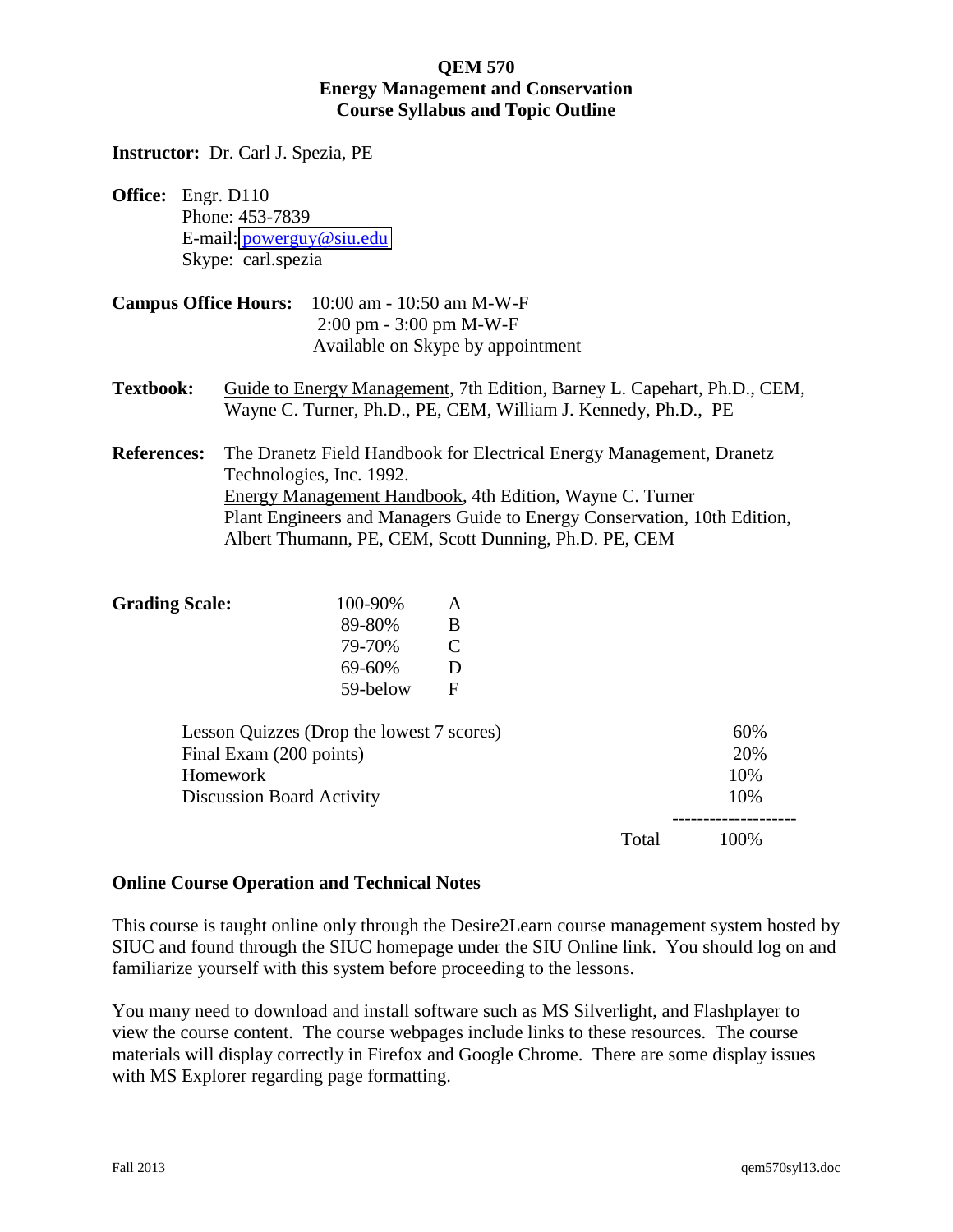# QEM 570
## Energy Management and Conservation
## Course Syllabus and Topic Outline

**Instructor:** Dr. Carl J. Spezia, PE

**Office:** Engr. D110
Phone: 453-7839
E-mail: powerguy@siu.edu
Skype: carl.spezia

**Campus Office Hours:** 10:00 am - 10:50 am M-W-F
2:00 pm - 3:00 pm M-W-F
Available on Skype by appointment

**Textbook:** Guide to Energy Management, 7th Edition, Barney L. Capehart, Ph.D., CEM, Wayne C. Turner, Ph.D., PE, CEM, William J. Kennedy, Ph.D., PE

**References:** The Dranetz Field Handbook for Electrical Energy Management, Dranetz Technologies, Inc. 1992.
Energy Management Handbook, 4th Edition, Wayne C. Turner
Plant Engineers and Managers Guide to Energy Conservation, 10th Edition, Albert Thumann, PE, CEM, Scott Dunning, Ph.D. PE, CEM

**Grading Scale:**

| | |
|---|---|
| 100-90% | A |
| 89-80% | B |
| 79-70% | C |
| 69-60% | D |
| 59-below | F |

| | |
|---|---|
| Lesson Quizzes (Drop the lowest 7 scores) | 60% |
| Final Exam (200 points) | 20% |
| Homework | 10% |
| Discussion Board Activity | 10% |
| Total | 100% |

## Online Course Operation and Technical Notes

This course is taught online only through the Desire2Learn course management system hosted by SIUC and found through the SIUC homepage under the SIU Online link. You should log on and familiarize yourself with this system before proceeding to the lessons.

You many need to download and install software such as MS Silverlight, and Flashplayer to view the course content. The course webpages include links to these resources. The course materials will display correctly in Firefox and Google Chrome. There are some display issues with MS Explorer regarding page formatting.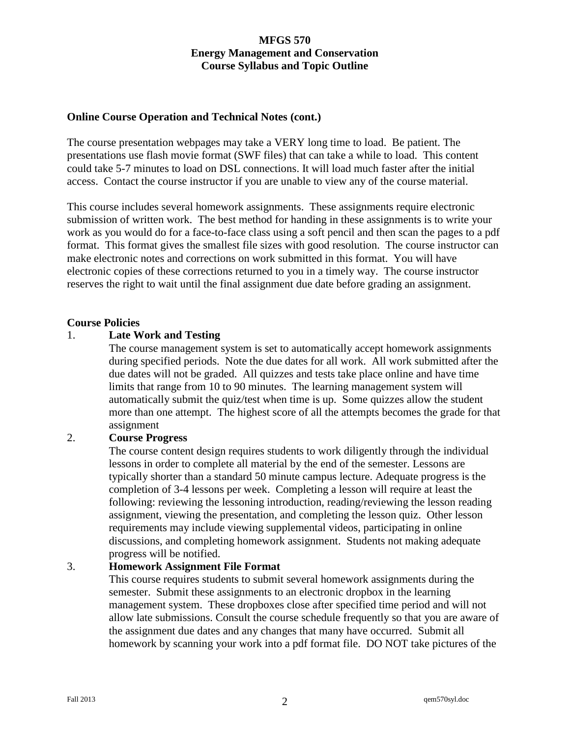## Online Course Operation and Technical Notes (cont.)

The course presentation webpages may take a VERY long time to load. Be patient. The presentations use flash movie format (SWF files) that can take a while to load. This content could take 5-7 minutes to load on DSL connections. It will load much faster after the initial access. Contact the course instructor if you are unable to view any of the course material.

This course includes several homework assignments. These assignments require electronic submission of written work. The best method for handing in these assignments is to write your work as you would do for a face-to-face class using a soft pencil and then scan the pages to a pdf format. This format gives the smallest file sizes with good resolution. The course instructor can make electronic notes and corrections on work submitted in this format. You will have electronic copies of these corrections returned to you in a timely way. The course instructor reserves the right to wait until the final assignment due date before grading an assignment.

## Course Policies

1. **Late Work and Testing**

   The course management system is set to automatically accept homework assignments during specified periods. Note the due dates for all work. All work submitted after the due dates will not be graded. All quizzes and tests take place online and have time limits that range from 10 to 90 minutes. The learning management system will automatically submit the quiz/test when time is up. Some quizzes allow the student more than one attempt. The highest score of all the attempts becomes the grade for that assignment

2. **Course Progress**

   The course content design requires students to work diligently through the individual lessons in order to complete all material by the end of the semester. Lessons are typically shorter than a standard 50 minute campus lecture. Adequate progress is the completion of 3-4 lessons per week. Completing a lesson will require at least the following: reviewing the lessoning introduction, reading/reviewing the lesson reading assignment, viewing the presentation, and completing the lesson quiz. Other lesson requirements may include viewing supplemental videos, participating in online discussions, and completing homework assignment. Students not making adequate progress will be notified.

3. **Homework Assignment File Format**

   This course requires students to submit several homework assignments during the semester. Submit these assignments to an electronic dropbox in the learning management system. These dropboxes close after specified time period and will not allow late submissions. Consult the course schedule frequently so that you are aware of the assignment due dates and any changes that many have occurred. Submit all homework by scanning your work into a pdf format file. DO NOT take pictures of the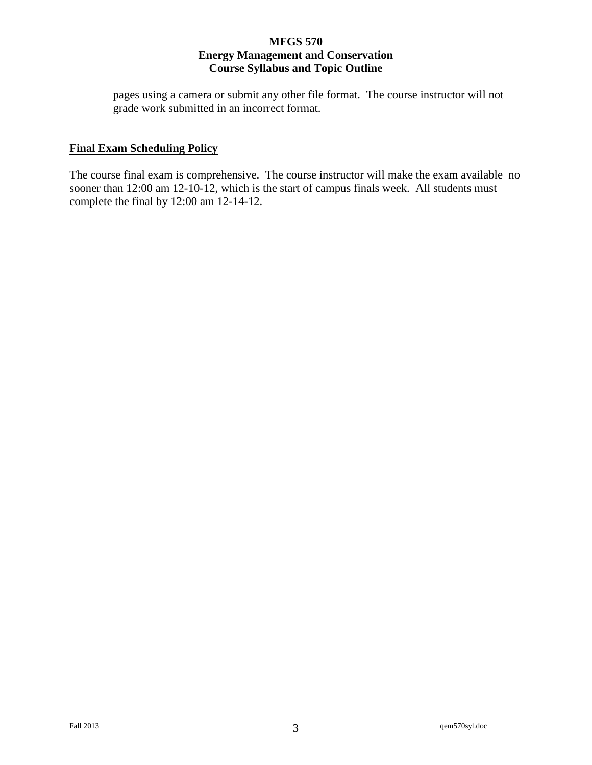pages using a camera or submit any other file format. The course instructor will not grade work submitted in an incorrect format.

## Final Exam Scheduling Policy

The course final exam is comprehensive. The course instructor will make the exam available no sooner than 12:00 am 12-10-12, which is the start of campus finals week. All students must complete the final by 12:00 am 12-14-12.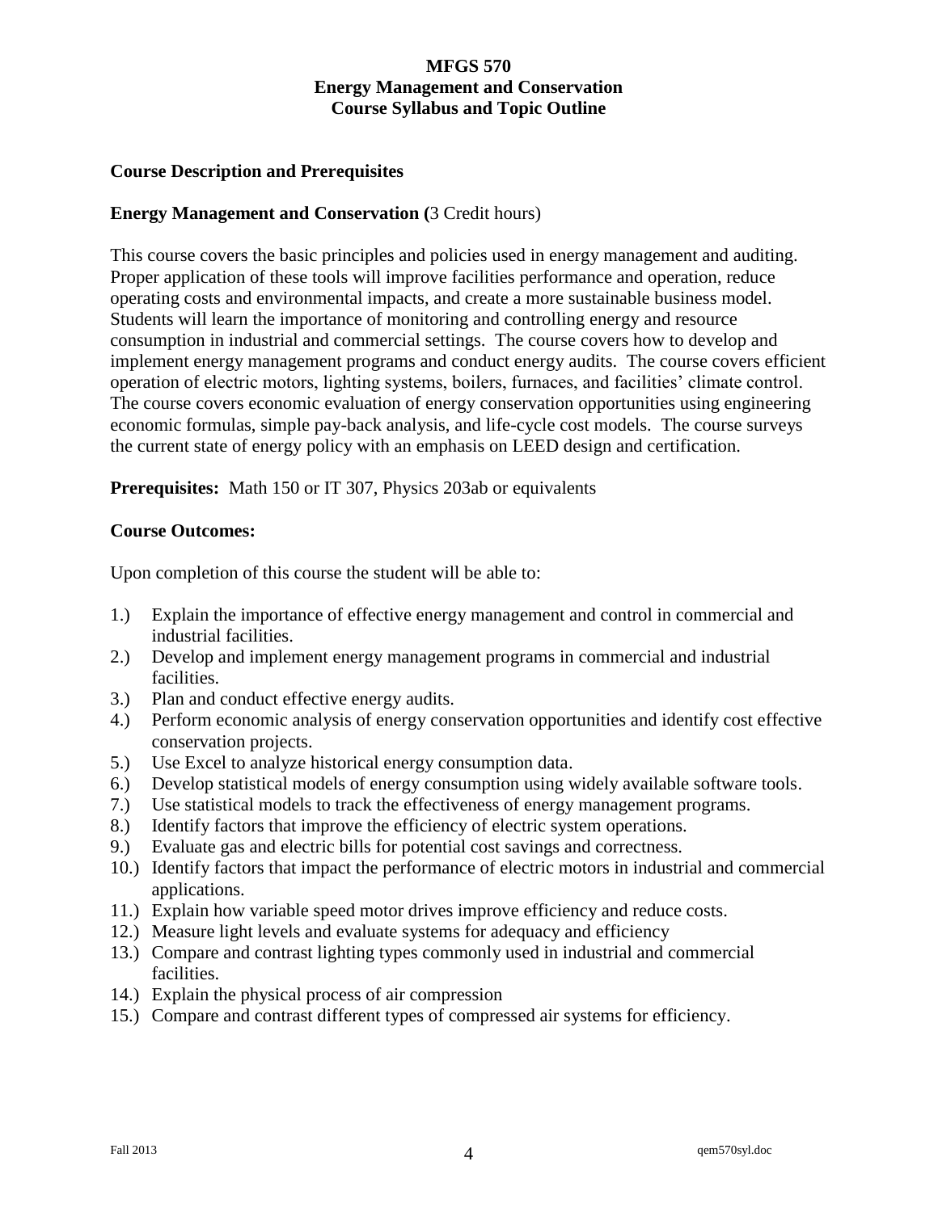# MFGS 570
# Energy Management and Conservation
# Course Syllabus and Topic Outline

## Course Description and Prerequisites

**Energy Management and Conservation (**3 Credit hours)

This course covers the basic principles and policies used in energy management and auditing. Proper application of these tools will improve facilities performance and operation, reduce operating costs and environmental impacts, and create a more sustainable business model. Students will learn the importance of monitoring and controlling energy and resource consumption in industrial and commercial settings. The course covers how to develop and implement energy management programs and conduct energy audits. The course covers efficient operation of electric motors, lighting systems, boilers, furnaces, and facilities' climate control. The course covers economic evaluation of energy conservation opportunities using engineering economic formulas, simple pay-back analysis, and life-cycle cost models. The course surveys the current state of energy policy with an emphasis on LEED design and certification.

**Prerequisites:** Math 150 or IT 307, Physics 203ab or equivalents

## Course Outcomes:

Upon completion of this course the student will be able to:

1.) Explain the importance of effective energy management and control in commercial and industrial facilities.
2.) Develop and implement energy management programs in commercial and industrial facilities.
3.) Plan and conduct effective energy audits.
4.) Perform economic analysis of energy conservation opportunities and identify cost effective conservation projects.
5.) Use Excel to analyze historical energy consumption data.
6.) Develop statistical models of energy consumption using widely available software tools.
7.) Use statistical models to track the effectiveness of energy management programs.
8.) Identify factors that improve the efficiency of electric system operations.
9.) Evaluate gas and electric bills for potential cost savings and correctness.
10.) Identify factors that impact the performance of electric motors in industrial and commercial applications.
11.) Explain how variable speed motor drives improve efficiency and reduce costs.
12.) Measure light levels and evaluate systems for adequacy and efficiency
13.) Compare and contrast lighting types commonly used in industrial and commercial facilities.
14.) Explain the physical process of air compression
15.) Compare and contrast different types of compressed air systems for efficiency.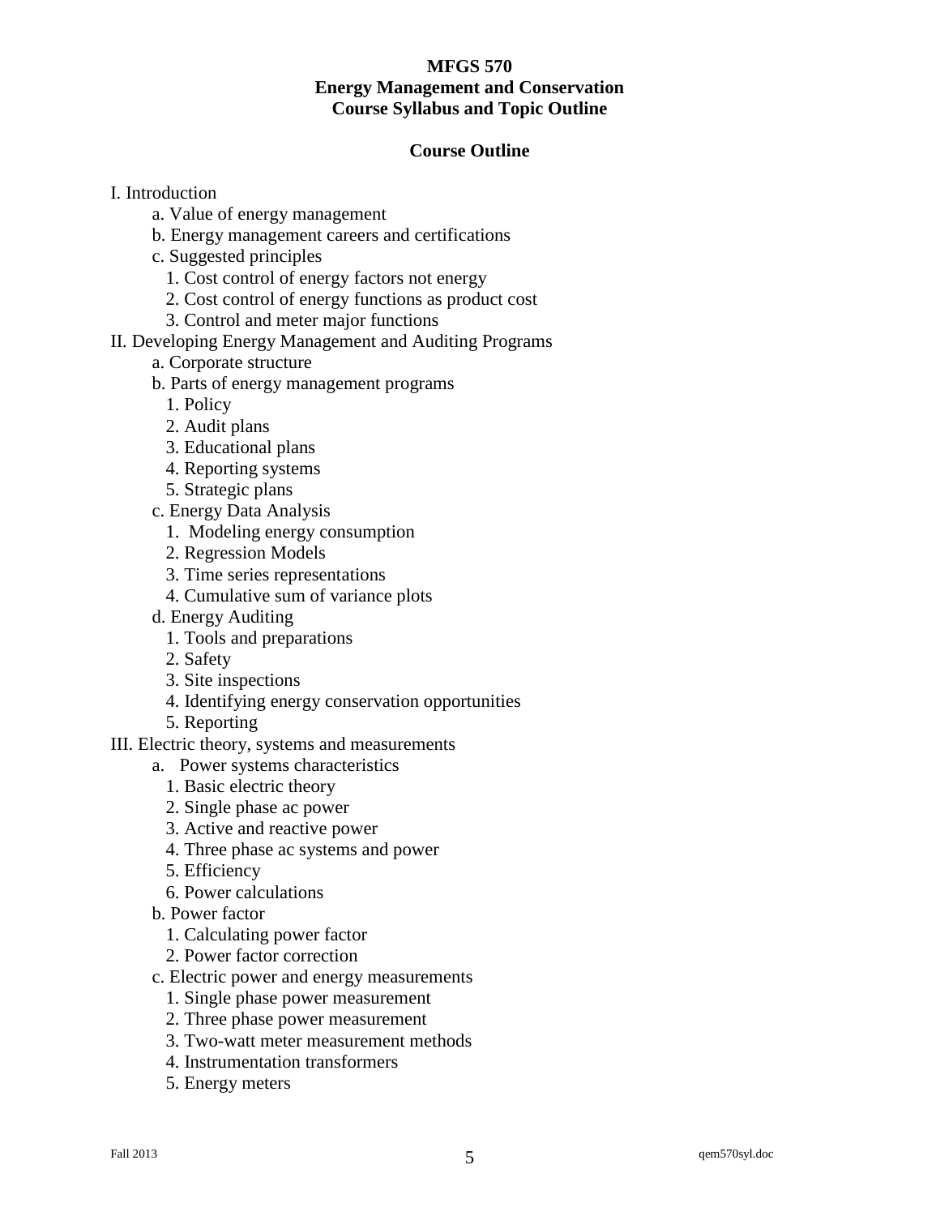**MFGS 570**
**Energy Management and Conservation**
**Course Syllabus and Topic Outline**

## Course Outline

I. Introduction
- a. Value of energy management
- b. Energy management careers and certifications
- c. Suggested principles
  1. Cost control of energy factors not energy
  2. Cost control of energy functions as product cost
  3. Control and meter major functions

II. Developing Energy Management and Auditing Programs
- a. Corporate structure
- b. Parts of energy management programs
  1. Policy
  2. Audit plans
  3. Educational plans
  4. Reporting systems
  5. Strategic plans
- c. Energy Data Analysis
  1. Modeling energy consumption
  2. Regression Models
  3. Time series representations
  4. Cumulative sum of variance plots
- d. Energy Auditing
  1. Tools and preparations
  2. Safety
  3. Site inspections
  4. Identifying energy conservation opportunities
  5. Reporting

III. Electric theory, systems and measurements
- a. Power systems characteristics
  1. Basic electric theory
  2. Single phase ac power
  3. Active and reactive power
  4. Three phase ac systems and power
  5. Efficiency
  6. Power calculations
- b. Power factor
  1. Calculating power factor
  2. Power factor correction
- c. Electric power and energy measurements
  1. Single phase power measurement
  2. Three phase power measurement
  3. Two-watt meter measurement methods
  4. Instrumentation transformers
  5. Energy meters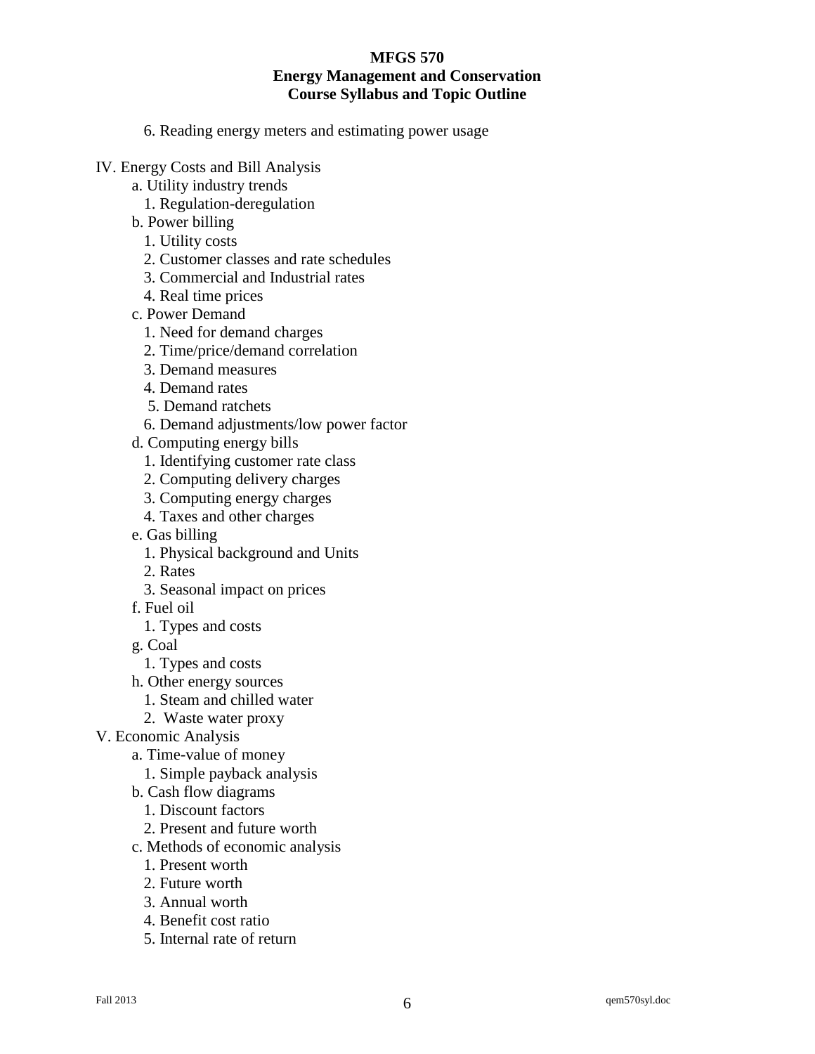6. Reading energy meters and estimating power usage

IV. Energy Costs and Bill Analysis
- a. Utility industry trends
  1. Regulation-deregulation
- b. Power billing
  1. Utility costs
  2. Customer classes and rate schedules
  3. Commercial and Industrial rates
  4. Real time prices
- c. Power Demand
  1. Need for demand charges
  2. Time/price/demand correlation
  3. Demand measures
  4. Demand rates
  5. Demand ratchets
  6. Demand adjustments/low power factor
- d. Computing energy bills
  1. Identifying customer rate class
  2. Computing delivery charges
  3. Computing energy charges
  4. Taxes and other charges
- e. Gas billing
  1. Physical background and Units
  2. Rates
  3. Seasonal impact on prices
- f. Fuel oil
  1. Types and costs
- g. Coal
  1. Types and costs
- h. Other energy sources
  1. Steam and chilled water
  2. Waste water proxy

V. Economic Analysis
- a. Time-value of money
  1. Simple payback analysis
- b. Cash flow diagrams
  1. Discount factors
  2. Present and future worth
- c. Methods of economic analysis
  1. Present worth
  2. Future worth
  3. Annual worth
  4. Benefit cost ratio
  5. Internal rate of return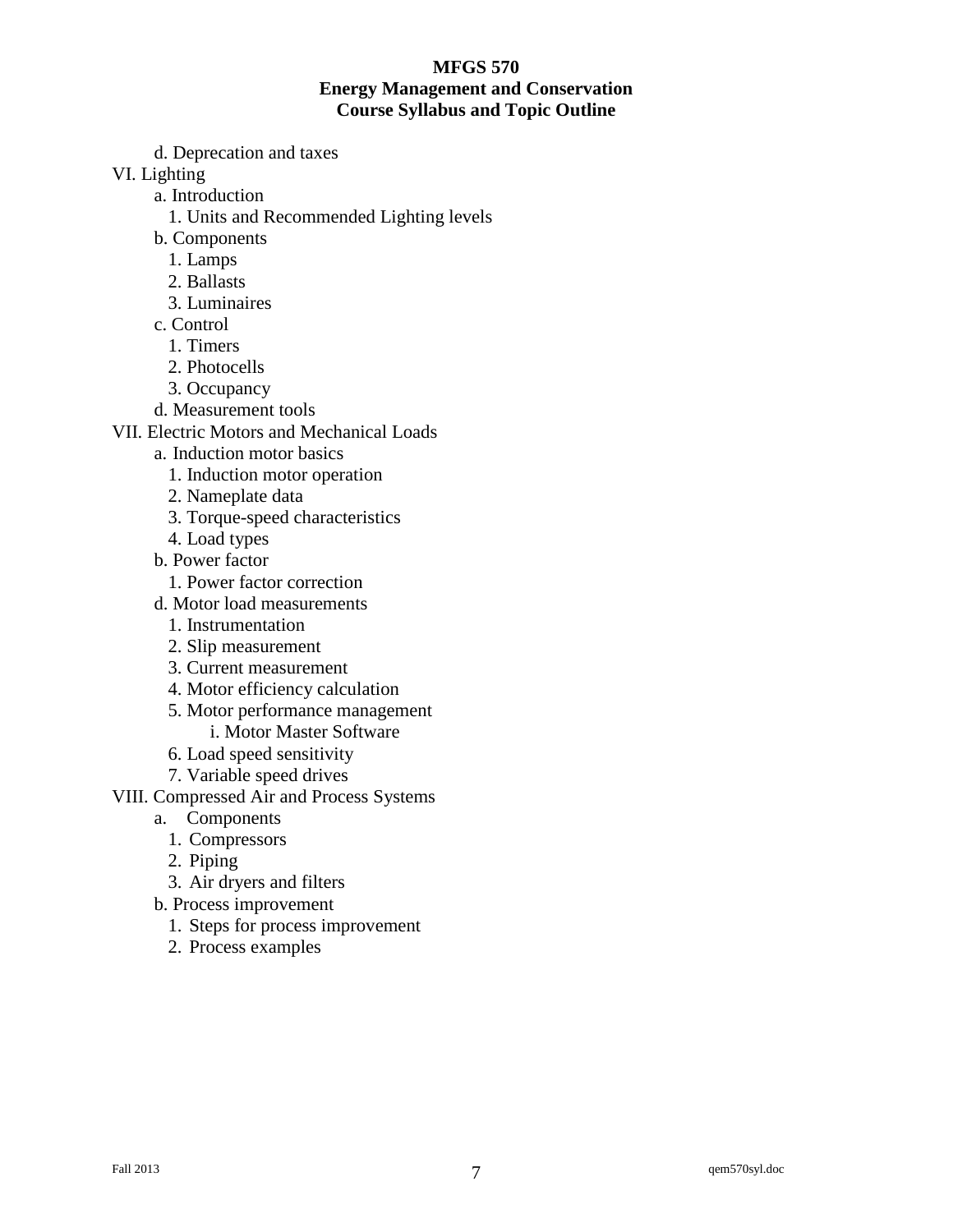**MFGS 570**
**Energy Management and Conservation**
**Course Syllabus and Topic Outline**

- d. Deprecation and taxes

VI. Lighting
- a. Introduction
  1. Units and Recommended Lighting levels
- b. Components
  1. Lamps
  2. Ballasts
  3. Luminaires
- c. Control
  1. Timers
  2. Photocells
  3. Occupancy
- d. Measurement tools

VII. Electric Motors and Mechanical Loads
- a. Induction motor basics
  1. Induction motor operation
  2. Nameplate data
  3. Torque-speed characteristics
  4. Load types
- b. Power factor
  1. Power factor correction
- d. Motor load measurements
  1. Instrumentation
  2. Slip measurement
  3. Current measurement
  4. Motor efficiency calculation
  5. Motor performance management
     - i. Motor Master Software
  6. Load speed sensitivity
  7. Variable speed drives

VIII. Compressed Air and Process Systems
- a. Components
  1. Compressors
  2. Piping
  3. Air dryers and filters
- b. Process improvement
  1. Steps for process improvement
  2. Process examples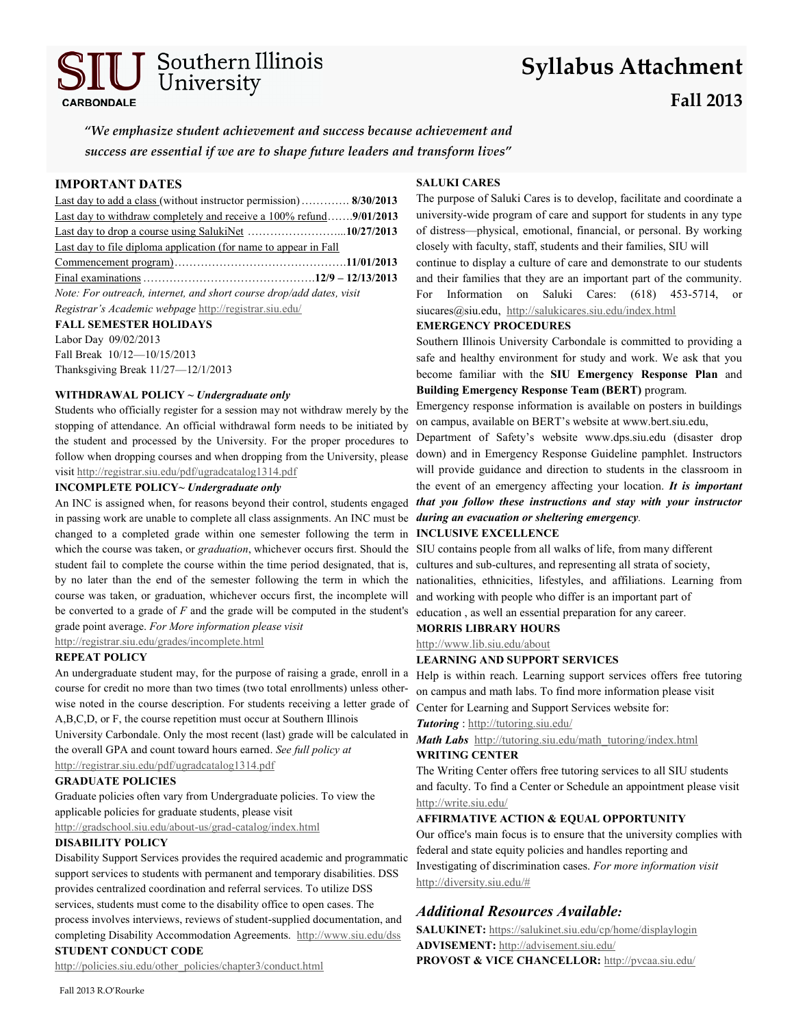**SIU** Southern Illinois University CARBONDALE

# Syllabus Attachment

## Fall 2013

*"We emphasize student achievement and success because achievement and success are essential if we are to shape future leaders and transform lives"*

### IMPORTANT DATES

Last day to add a class (without instructor permission)………… **8/30/2013**
Last day to withdraw completely and receive a 100% refund…….**9/01/2013**
Last day to drop a course using SalukiNet ……………………...**10/27/2013**
Last day to file diploma application (for name to appear in Fall Commencement program)……………………………………….**11/01/2013**
Final examinations ………………………………………**12/9 – 12/13/2013**

*Note: For outreach, internet, and short course drop/add dates, visit Registrar's Academic webpage* http://registrar.siu.edu/

### FALL SEMESTER HOLIDAYS

Labor Day 09/02/2013
Fall Break 10/12—10/15/2013
Thanksgiving Break 11/27—12/1/2013

### WITHDRAWAL POLICY ~ *Undergraduate only*

Students who officially register for a session may not withdraw merely by the stopping of attendance. An official withdrawal form needs to be initiated by the student and processed by the University. For the proper procedures to follow when dropping courses and when dropping from the University, please visit http://registrar.siu.edu/pdf/ugradcatalog1314.pdf

### INCOMPLETE POLICY~ *Undergraduate only*

An INC is assigned when, for reasons beyond their control, students engaged in passing work are unable to complete all class assignments. An INC must be changed to a completed grade within one semester following the term in which the course was taken, or *graduation*, whichever occurs first. Should the student fail to complete the course within the time period designated, that is, by no later than the end of the semester following the term in which the course was taken, or graduation, whichever occurs first, the incomplete will be converted to a grade of *F* and the grade will be computed in the student's grade point average. *For More information please visit* http://registrar.siu.edu/grades/incomplete.html

### REPEAT POLICY

An undergraduate student may, for the purpose of raising a grade, enroll in a course for credit no more than two times (two total enrollments) unless otherwise noted in the course description. For students receiving a letter grade of A,B,C,D, or F, the course repetition must occur at Southern Illinois University Carbondale. Only the most recent (last) grade will be calculated in the overall GPA and count toward hours earned. *See full policy at* http://registrar.siu.edu/pdf/ugradcatalog1314.pdf

### GRADUATE POLICIES

Graduate policies often vary from Undergraduate policies. To view the applicable policies for graduate students, please visit http://gradschool.siu.edu/about-us/grad-catalog/index.html

### DISABILITY POLICY

Disability Support Services provides the required academic and programmatic support services to students with permanent and temporary disabilities. DSS provides centralized coordination and referral services. To utilize DSS services, students must come to the disability office to open cases. The process involves interviews, reviews of student-supplied documentation, and completing Disability Accommodation Agreements. http://www.siu.edu/dss

### STUDENT CONDUCT CODE

http://policies.siu.edu/other_policies/chapter3/conduct.html

### SALUKI CARES

The purpose of Saluki Cares is to develop, facilitate and coordinate a university-wide program of care and support for students in any type of distress—physical, emotional, financial, or personal. By working closely with faculty, staff, students and their families, SIU will continue to display a culture of care and demonstrate to our students and their families that they are an important part of the community. For Information on Saluki Cares: (618) 453-5714, or siucares@siu.edu, http://salukicares.siu.edu/index.html

### EMERGENCY PROCEDURES

Southern Illinois University Carbondale is committed to providing a safe and healthy environment for study and work. We ask that you become familiar with the **SIU Emergency Response Plan** and **Building Emergency Response Team (BERT)** program.
Emergency response information is available on posters in buildings on campus, available on BERT's website at www.bert.siu.edu, Department of Safety's website www.dps.siu.edu (disaster drop down) and in Emergency Response Guideline pamphlet. Instructors will provide guidance and direction to students in the classroom in the event of an emergency affecting your location. ***It is important that you follow these instructions and stay with your instructor during an evacuation or sheltering emergency***.

### INCLUSIVE EXCELLENCE

SIU contains people from all walks of life, from many different cultures and sub-cultures, and representing all strata of society, nationalities, ethnicities, lifestyles, and affiliations. Learning from and working with people who differ is an important part of education , as well an essential preparation for any career.

### MORRIS LIBRARY HOURS

http://www.lib.siu.edu/about

### LEARNING AND SUPPORT SERVICES

Help is within reach. Learning support services offers free tutoring on campus and math labs. To find more information please visit Center for Learning and Support Services website for:

***Tutoring*** : http://tutoring.siu.edu/

***Math Labs*** http://tutoring.siu.edu/math_tutoring/index.html

### WRITING CENTER

The Writing Center offers free tutoring services to all SIU students and faculty. To find a Center or Schedule an appointment please visit http://write.siu.edu/

### AFFIRMATIVE ACTION & EQUAL OPPORTUNITY

Our office's main focus is to ensure that the university complies with federal and state equity policies and handles reporting and Investigating of discrimination cases. *For more information visit* http://diversity.siu.edu/#

## *Additional Resources Available:*

**SALUKINET:** https://salukinet.siu.edu/cp/home/displaylogin
**ADVISEMENT:** http://advisement.siu.edu/
**PROVOST & VICE CHANCELLOR:** http://pvcaa.siu.edu/

Fall 2013 R.O'Rourke